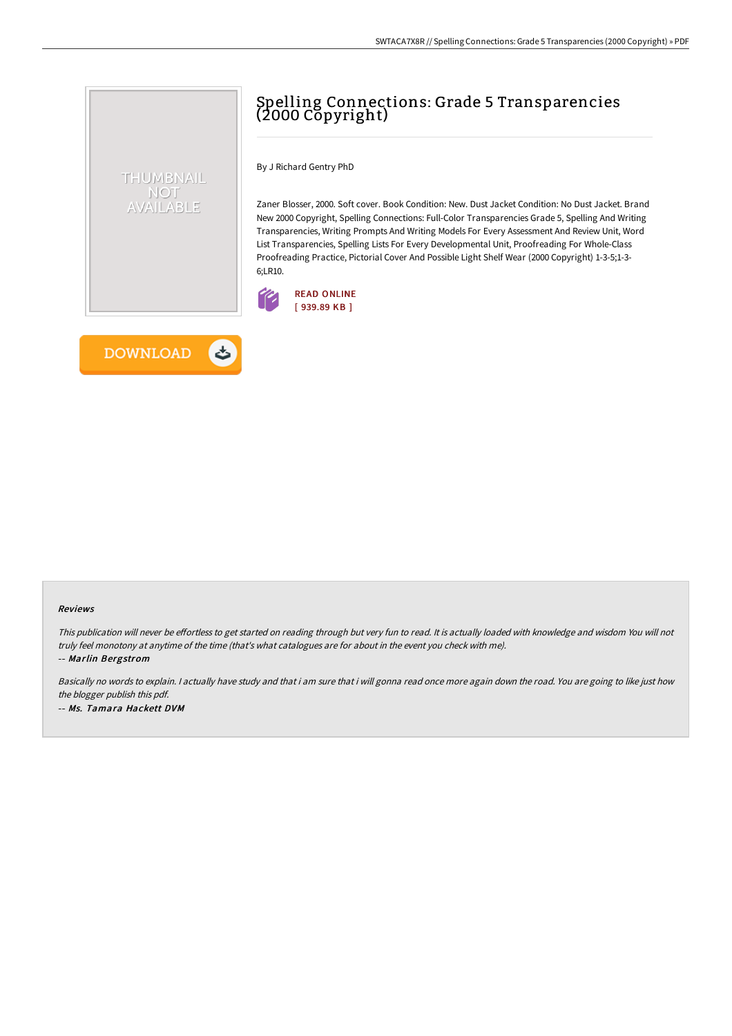# Spelling Connections: Grade 5 Transparencies (2000 Copyright)

By J Richard Gentry PhD

Zaner Blosser, 2000. Soft cover. Book Condition: New. Dust Jacket Condition: No Dust Jacket. Brand New 2000 Copyright, Spelling Connections: Full-Color Transparencies Grade 5, Spelling And Writing Transparencies, Writing Prompts And Writing Models For Every Assessment And Review Unit, Word List Transparencies, Spelling Lists For Every Developmental Unit, Proofreading For Whole-Class Proofreading Practice, Pictorial Cover And Possible Light Shelf Wear (2000 Copyright) 1-3-5;1-3-6;LR10.

READ ONLINE
[ 939.89 KB ]

DOWNLOAD

### Reviews

*This publication will never be effortless to get started on reading through but very fun to read. It is actually loaded with knowledge and wisdom You will not truly feel monotony at anytime of the time (that's what catalogues are for about in the event you check with me).*

-- *Marlin Bergstrom*

*Basically no words to explain. I actually have study and that i am sure that i will gonna read once more again down the road. You are going to like just how the blogger publish this pdf.*

-- *Ms. Tamara Hackett DVM*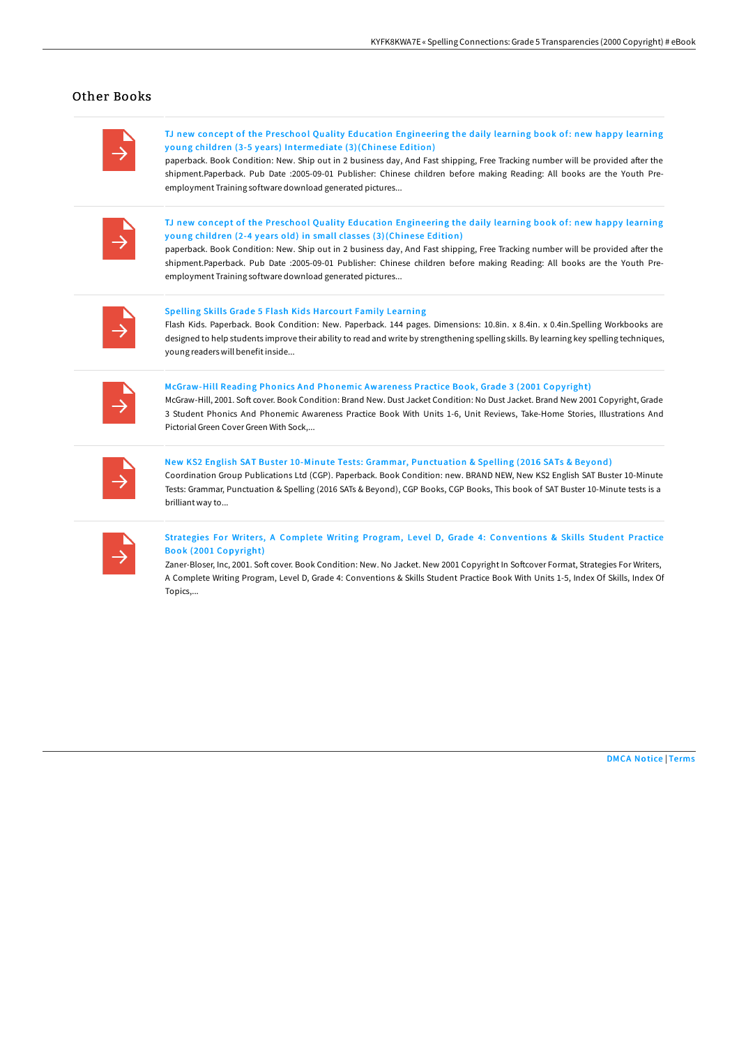## Other Books

**TJ new concept of the Preschool Quality Education Engineering the daily learning book of: new happy learning young children (3-5 years) Intermediate (3)(Chinese Edition)**

paperback. Book Condition: New. Ship out in 2 business day, And Fast shipping, Free Tracking number will be provided after the shipment.Paperback. Pub Date :2005-09-01 Publisher: Chinese children before making Reading: All books are the Youth Pre-employment Training software download generated pictures...

**TJ new concept of the Preschool Quality Education Engineering the daily learning book of: new happy learning young children (2-4 years old) in small classes (3)(Chinese Edition)**

paperback. Book Condition: New. Ship out in 2 business day, And Fast shipping, Free Tracking number will be provided after the shipment.Paperback. Pub Date :2005-09-01 Publisher: Chinese children before making Reading: All books are the Youth Pre-employment Training software download generated pictures...

**Spelling Skills Grade 5 Flash Kids Harcourt Family Learning**

Flash Kids. Paperback. Book Condition: New. Paperback. 144 pages. Dimensions: 10.8in. x 8.4in. x 0.4in.Spelling Workbooks are designed to help students improve their ability to read and write by strengthening spelling skills. By learning key spelling techniques, young readers will benefit inside...

**McGraw-Hill Reading Phonics And Phonemic Awareness Practice Book, Grade 3 (2001 Copyright)**

McGraw-Hill, 2001. Soft cover. Book Condition: Brand New. Dust Jacket Condition: No Dust Jacket. Brand New 2001 Copyright, Grade 3 Student Phonics And Phonemic Awareness Practice Book With Units 1-6, Unit Reviews, Take-Home Stories, Illustrations And Pictorial Green Cover Green With Sock,...

**New KS2 English SAT Buster 10-Minute Tests: Grammar, Punctuation & Spelling (2016 SATs & Beyond)**

Coordination Group Publications Ltd (CGP). Paperback. Book Condition: new. BRAND NEW, New KS2 English SAT Buster 10-Minute Tests: Grammar, Punctuation & Spelling (2016 SATs & Beyond), CGP Books, CGP Books, This book of SAT Buster 10-Minute tests is a brilliant way to...

**Strategies For Writers, A Complete Writing Program, Level D, Grade 4: Conventions & Skills Student Practice Book (2001 Copyright)**

Zaner-Bloser, Inc, 2001. Soft cover. Book Condition: New. No Jacket. New 2001 Copyright In Softcover Format, Strategies For Writers, A Complete Writing Program, Level D, Grade 4: Conventions & Skills Student Practice Book With Units 1-5, Index Of Skills, Index Of Topics,...

DMCA Notice | Terms